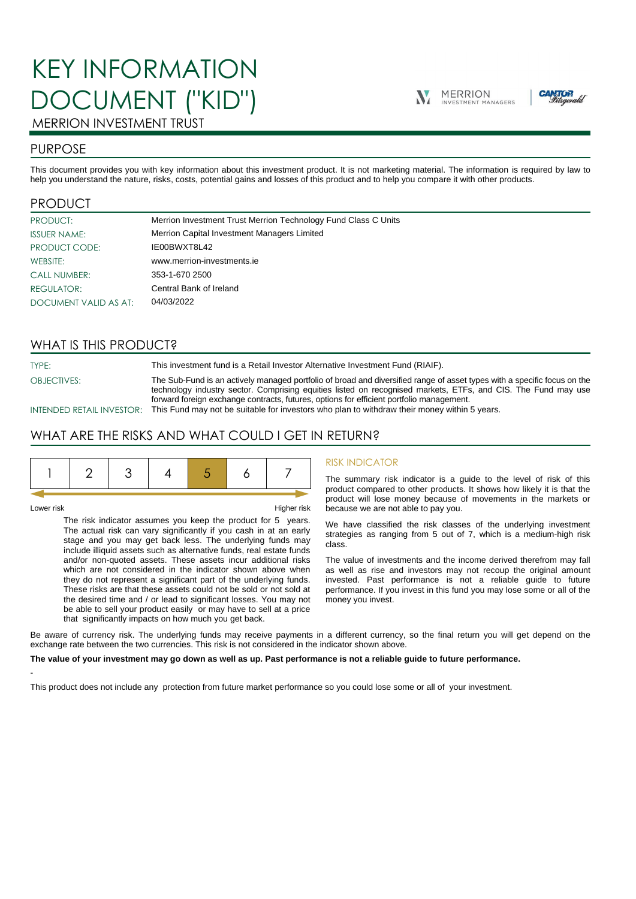# KEY INFORMATION DOCUMENT ("KID")

MERRION INVESTMENT TRUST

## PURPOSE

This document provides you with key information about this investment product. It is not marketing material. The information is required by law to help you understand the nature, risks, costs, potential gains and losses of this product and to help you compare it with other products.

## PRODUCT

| | |
|---|---|
| PRODUCT: | Merrion Investment Trust Merrion Technology Fund Class C Units |
| ISSUER NAME: | Merrion Capital Investment Managers Limited |
| PRODUCT CODE: | IE00BWXT8L42 |
| WEBSITE: | www.merrion-investments.ie |
| CALL NUMBER: | 353-1-670 2500 |
| REGULATOR: | Central Bank of Ireland |
| DOCUMENT VALID AS AT: | 04/03/2022 |

## WHAT IS THIS PRODUCT?

| | |
|---|---|
| TYPE: | This investment fund is a Retail Investor Alternative Investment Fund (RIAIF). |
| OBJECTIVES: | The Sub-Fund is an actively managed portfolio of broad and diversified range of asset types with a specific focus on the technology industry sector. Comprising equities listed on recognised markets, ETFs, and CIS. The Fund may use forward foreign exchange contracts, futures, options for efficient portfolio management. |
| INTENDED RETAIL INVESTOR: | This Fund may not be suitable for investors who plan to withdraw their money within 5 years. |

## WHAT ARE THE RISKS AND WHAT COULD I GET IN RETURN?

| 1 | 2 | 3 | 4 | **5** | 6 | 7 |
|---|---|---|---|---|---|---|

Lower risk — Higher risk

The risk indicator assumes you keep the product for 5 years. The actual risk can vary significantly if you cash in at an early stage and you may get back less. The underlying funds may include illiquid assets such as alternative funds, real estate funds and/or non-quoted assets. These assets incur additional risks which are not considered in the indicator shown above when they do not represent a significant part of the underlying funds. These risks are that these assets could not be sold or not sold at the desired time and / or lead to significant losses. You may not be able to sell your product easily or may have to sell at a price that significantly impacts on how much you get back.

### RISK INDICATOR

The summary risk indicator is a guide to the level of risk of this product compared to other products. It shows how likely it is that the product will lose money because of movements in the markets or because we are not able to pay you.

We have classified the risk classes of the underlying investment strategies as ranging from 5 out of 7, which is a medium-high risk class.

The value of investments and the income derived therefrom may fall as well as rise and investors may not recoup the original amount invested. Past performance is not a reliable guide to future performance. If you invest in this fund you may lose some or all of the money you invest.

Be aware of currency risk. The underlying funds may receive payments in a different currency, so the final return you will get depend on the exchange rate between the two currencies. This risk is not considered in the indicator shown above.

**The value of your investment may go down as well as up. Past performance is not a reliable guide to future performance.**

-

This product does not include any protection from future market performance so you could lose some or all of your investment.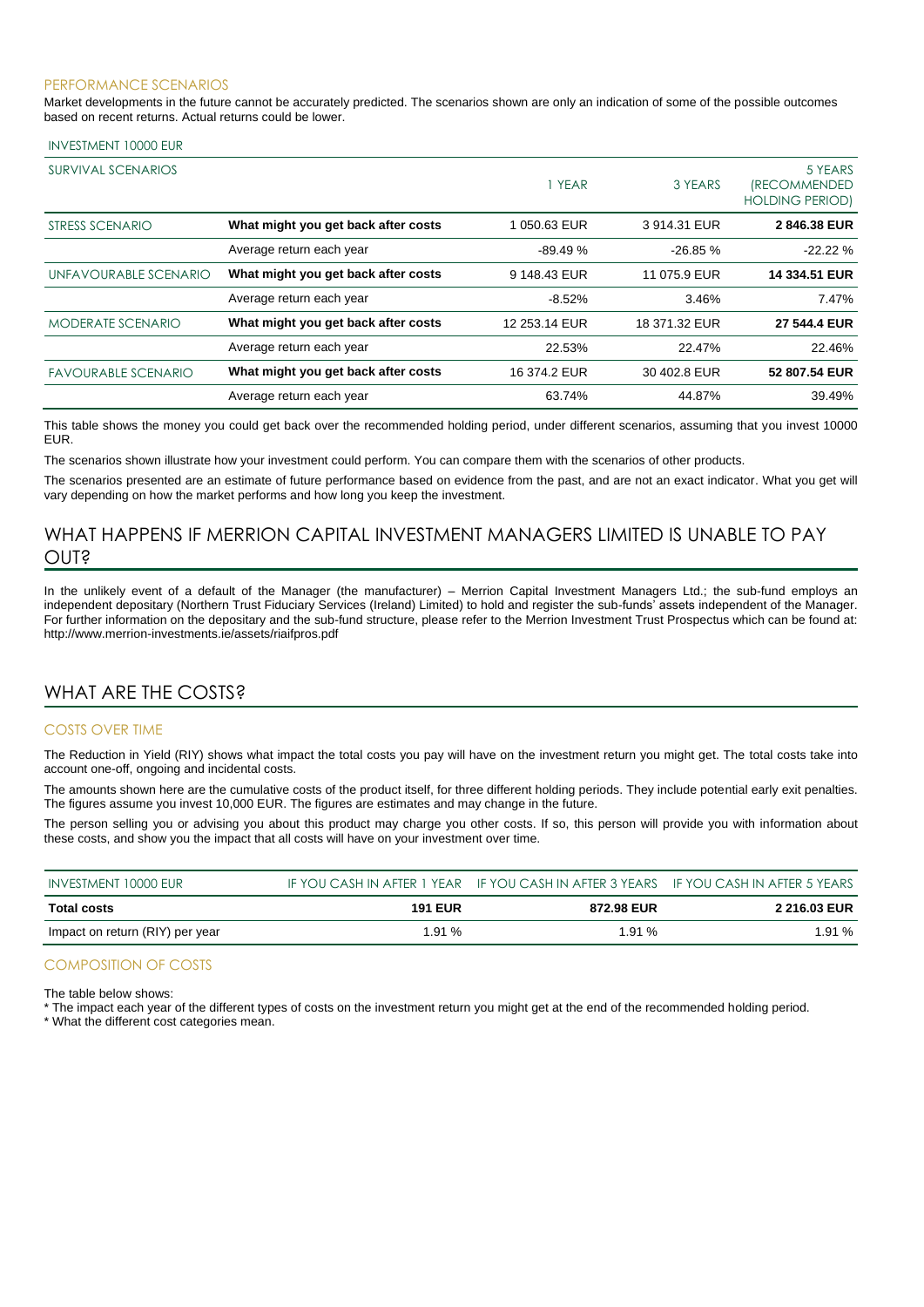### PERFORMANCE SCENARIOS

Market developments in the future cannot be accurately predicted. The scenarios shown are only an indication of some of the possible outcomes based on recent returns. Actual returns could be lower.

| INVESTMENT 10000 EUR | | | | |
|---|---|---|---|---|
| SURVIVAL SCENARIOS | | 1 YEAR | 3 YEARS | 5 YEARS (RECOMMENDED HOLDING PERIOD) |
| STRESS SCENARIO | **What might you get back after costs** | 1 050.63 EUR | 3 914.31 EUR | **2 846.38 EUR** |
| | Average return each year | -89.49 % | -26.85 % | -22.22 % |
| UNFAVOURABLE SCENARIO | **What might you get back after costs** | 9 148.43 EUR | 11 075.9 EUR | **14 334.51 EUR** |
| | Average return each year | -8.52% | 3.46% | 7.47% |
| MODERATE SCENARIO | **What might you get back after costs** | 12 253.14 EUR | 18 371.32 EUR | **27 544.4 EUR** |
| | Average return each year | 22.53% | 22.47% | 22.46% |
| FAVOURABLE SCENARIO | **What might you get back after costs** | 16 374.2 EUR | 30 402.8 EUR | **52 807.54 EUR** |
| | Average return each year | 63.74% | 44.87% | 39.49% |

This table shows the money you could get back over the recommended holding period, under different scenarios, assuming that you invest 10000 EUR.

The scenarios shown illustrate how your investment could perform. You can compare them with the scenarios of other products.

The scenarios presented are an estimate of future performance based on evidence from the past, and are not an exact indicator. What you get will vary depending on how the market performs and how long you keep the investment.

## WHAT HAPPENS IF MERRION CAPITAL INVESTMENT MANAGERS LIMITED IS UNABLE TO PAY OUT?

In the unlikely event of a default of the Manager (the manufacturer) – Merrion Capital Investment Managers Ltd.; the sub-fund employs an independent depositary (Northern Trust Fiduciary Services (Ireland) Limited) to hold and register the sub-funds' assets independent of the Manager. For further information on the depositary and the sub-fund structure, please refer to the Merrion Investment Trust Prospectus which can be found at: http://www.merrion-investments.ie/assets/riaifpros.pdf

## WHAT ARE THE COSTS?

### COSTS OVER TIME

The Reduction in Yield (RIY) shows what impact the total costs you pay will have on the investment return you might get. The total costs take into account one-off, ongoing and incidental costs.

The amounts shown here are the cumulative costs of the product itself, for three different holding periods. They include potential early exit penalties. The figures assume you invest 10,000 EUR. The figures are estimates and may change in the future.

The person selling you or advising you about this product may charge you other costs. If so, this person will provide you with information about these costs, and show you the impact that all costs will have on your investment over time.

| INVESTMENT 10000 EUR | IF YOU CASH IN AFTER 1 YEAR | IF YOU CASH IN AFTER 3 YEARS | IF YOU CASH IN AFTER 5 YEARS |
|---|---|---|---|
| **Total costs** | **191 EUR** | **872.98 EUR** | **2 216.03 EUR** |
| Impact on return (RIY) per year | 1.91 % | 1.91 % | 1.91 % |

### COMPOSITION OF COSTS

The table below shows:

* The impact each year of the different types of costs on the investment return you might get at the end of the recommended holding period.
* What the different cost categories mean.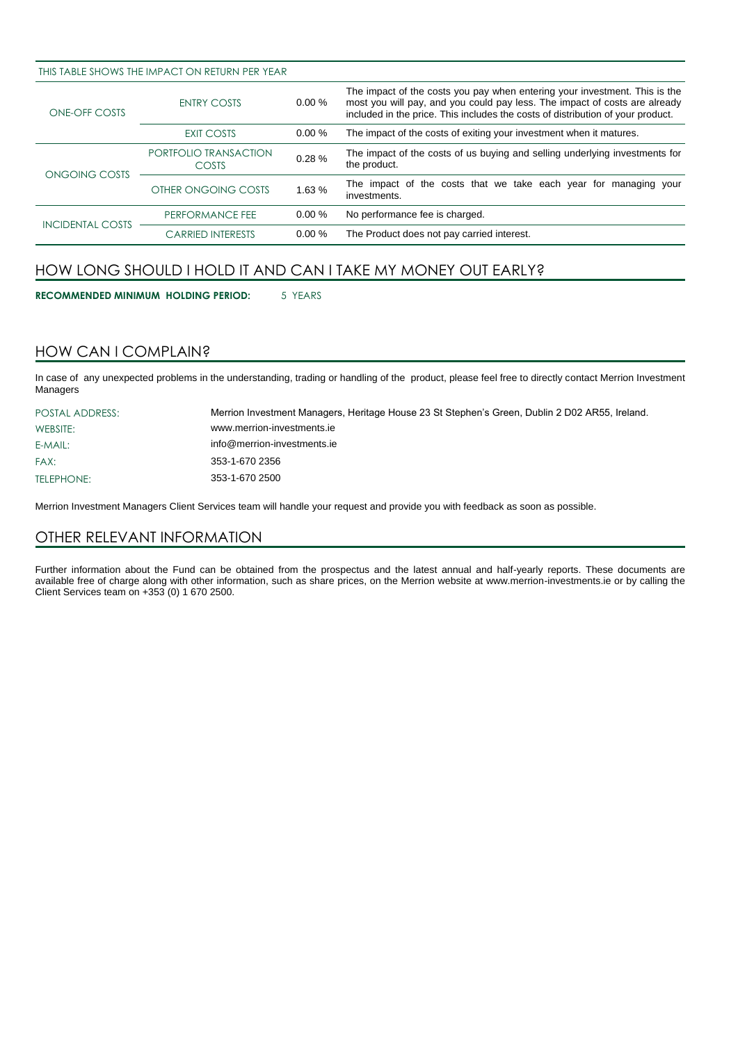| THIS TABLE SHOWS THE IMPACT ON RETURN PER YEAR | | | |
|---|---|---|---|
| ONE-OFF COSTS | ENTRY COSTS | 0.00 % | The impact of the costs you pay when entering your investment. This is the most you will pay, and you could pay less. The impact of costs are already included in the price. This includes the costs of distribution of your product. |
| | EXIT COSTS | 0.00 % | The impact of the costs of exiting your investment when it matures. |
| ONGOING COSTS | PORTFOLIO TRANSACTION COSTS | 0.28 % | The impact of the costs of us buying and selling underlying investments for the product. |
| | OTHER ONGOING COSTS | 1.63 % | The impact of the costs that we take each year for managing your investments. |
| INCIDENTAL COSTS | PERFORMANCE FEE | 0.00 % | No performance fee is charged. |
| | CARRIED INTERESTS | 0.00 % | The Product does not pay carried interest. |

## HOW LONG SHOULD I HOLD IT AND CAN I TAKE MY MONEY OUT EARLY?

**RECOMMENDED MINIMUM HOLDING PERIOD:** 5 YEARS

## HOW CAN I COMPLAIN?

In case of any unexpected problems in the understanding, trading or handling of the product, please feel free to directly contact Merrion Investment Managers

| | |
|---|---|
| POSTAL ADDRESS: | Merrion Investment Managers, Heritage House 23 St Stephen's Green, Dublin 2 D02 AR55, Ireland. |
| WEBSITE: | www.merrion-investments.ie |
| E-MAIL: | info@merrion-investments.ie |
| FAX: | 353-1-670 2356 |
| TELEPHONE: | 353-1-670 2500 |

Merrion Investment Managers Client Services team will handle your request and provide you with feedback as soon as possible.

## OTHER RELEVANT INFORMATION

Further information about the Fund can be obtained from the prospectus and the latest annual and half-yearly reports. These documents are available free of charge along with other information, such as share prices, on the Merrion website at www.merrion-investments.ie or by calling the Client Services team on +353 (0) 1 670 2500.